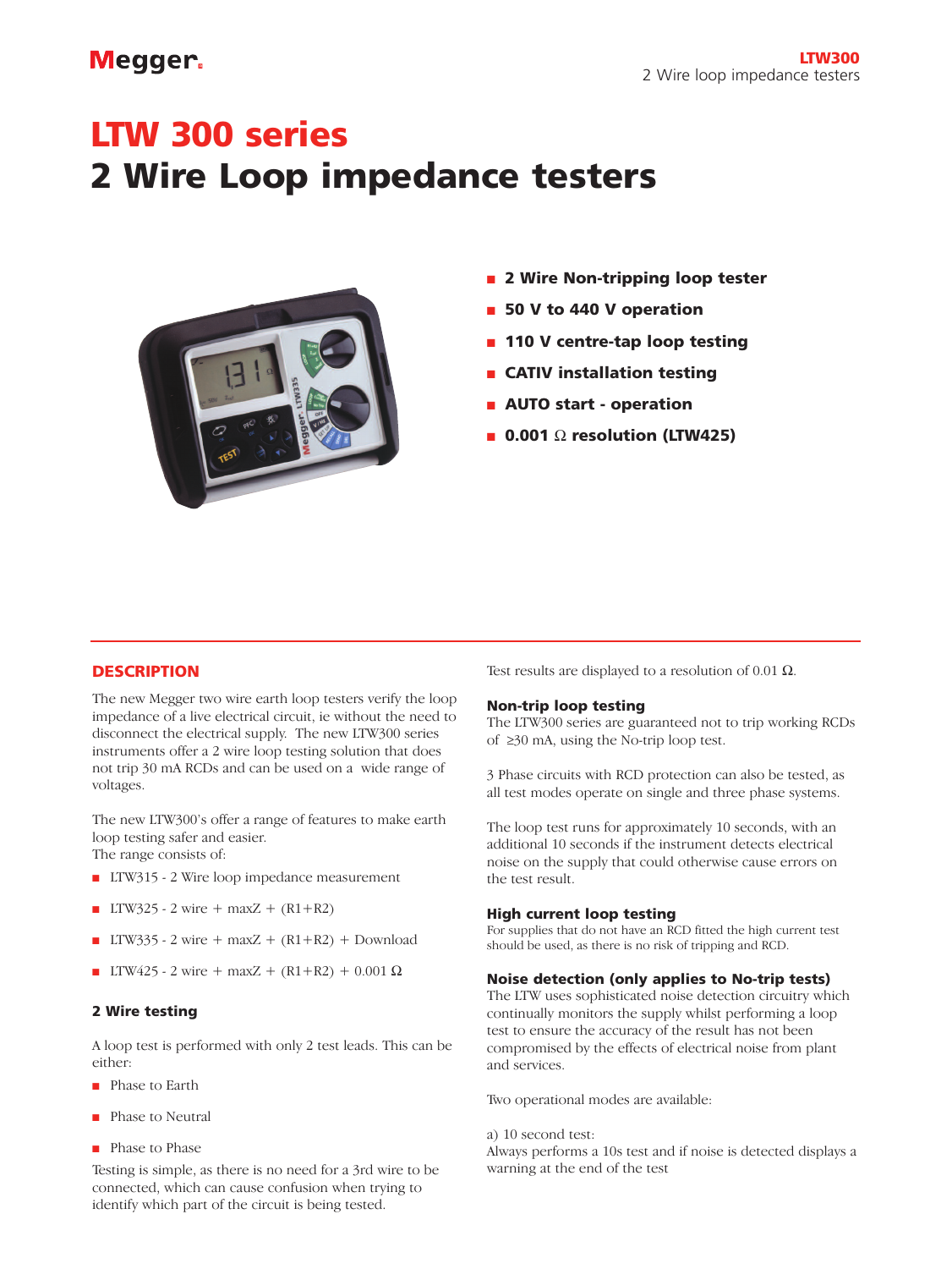# LTW 300 series
# 2 Wire Loop impedance testers

- **2 Wire Non-tripping loop tester**
- **50 V to 440 V operation**
- **110 V centre-tap loop testing**
- **CATIV installation testing**
- **AUTO start - operation**
- **0.001 Ω resolution (LTW425)**

## DESCRIPTION

The new Megger two wire earth loop testers verify the loop impedance of a live electrical circuit, ie without the need to disconnect the electrical supply. The new LTW300 series instruments offer a 2 wire loop testing solution that does not trip 30 mA RCDs and can be used on a wide range of voltages.

The new LTW300's offer a range of features to make earth loop testing safer and easier.
The range consists of:

- LTW315 - 2 Wire loop impedance measurement
- LTW325 - 2 wire + maxZ + (R1+R2)
- LTW335 - 2 wire + maxZ + (R1+R2) + Download
- LTW425 - 2 wire + maxZ + (R1+R2) + 0.001 Ω

### 2 Wire testing

A loop test is performed with only 2 test leads. This can be either:

- Phase to Earth
- Phase to Neutral
- Phase to Phase

Testing is simple, as there is no need for a 3rd wire to be connected, which can cause confusion when trying to identify which part of the circuit is being tested.

Test results are displayed to a resolution of 0.01 Ω.

### Non-trip loop testing

The LTW300 series are guaranteed not to trip working RCDs of ≥30 mA, using the No-trip loop test.

3 Phase circuits with RCD protection can also be tested, as all test modes operate on single and three phase systems.

The loop test runs for approximately 10 seconds, with an additional 10 seconds if the instrument detects electrical noise on the supply that could otherwise cause errors on the test result.

### High current loop testing

For supplies that do not have an RCD fitted the high current test should be used, as there is no risk of tripping and RCD.

### Noise detection (only applies to No-trip tests)

The LTW uses sophisticated noise detection circuitry which continually monitors the supply whilst performing a loop test to ensure the accuracy of the result has not been compromised by the effects of electrical noise from plant and services.

Two operational modes are available:

a) 10 second test:
Always performs a 10s test and if noise is detected displays a warning at the end of the test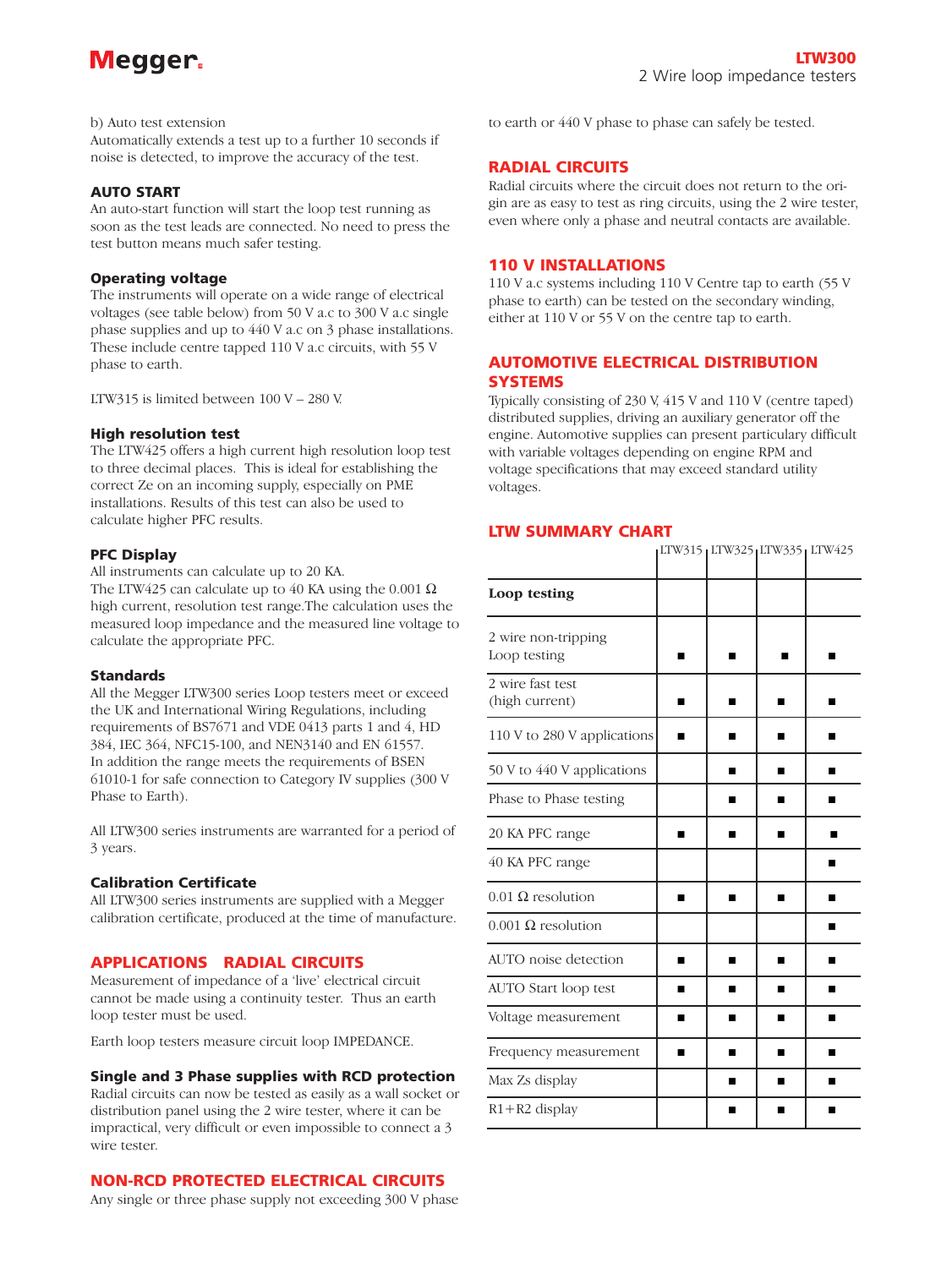b) Auto test extension
Automatically extends a test up to a further 10 seconds if noise is detected, to improve the accuracy of the test.

### AUTO START

An auto-start function will start the loop test running as soon as the test leads are connected. No need to press the test button means much safer testing.

### Operating voltage

The instruments will operate on a wide range of electrical voltages (see table below) from 50 V a.c to 300 V a.c single phase supplies and up to 440 V a.c on 3 phase installations. These include centre tapped 110 V a.c circuits, with 55 V phase to earth.

LTW315 is limited between 100 V – 280 V.

### High resolution test

The LTW425 offers a high current high resolution loop test to three decimal places. This is ideal for establishing the correct Ze on an incoming supply, especially on PME installations. Results of this test can also be used to calculate higher PFC results.

### PFC Display

All instruments can calculate up to 20 KA.
The LTW425 can calculate up to 40 KA using the 0.001 Ω high current, resolution test range.The calculation uses the measured loop impedance and the measured line voltage to calculate the appropriate PFC.

### Standards

All the Megger LTW300 series Loop testers meet or exceed the UK and International Wiring Regulations, including requirements of BS7671 and VDE 0413 parts 1 and 4, HD 384, IEC 364, NFC15-100, and NEN3140 and EN 61557. In addition the range meets the requirements of BSEN 61010-1 for safe connection to Category IV supplies (300 V Phase to Earth).

All LTW300 series instruments are warranted for a period of 3 years.

### Calibration Certificate

All LTW300 series instruments are supplied with a Megger calibration certificate, produced at the time of manufacture.

## APPLICATIONS RADIAL CIRCUITS

Measurement of impedance of a 'live' electrical circuit cannot be made using a continuity tester. Thus an earth loop tester must be used.

Earth loop testers measure circuit loop IMPEDANCE.

### Single and 3 Phase supplies with RCD protection

Radial circuits can now be tested as easily as a wall socket or distribution panel using the 2 wire tester, where it can be impractical, very difficult or even impossible to connect a 3 wire tester.

## NON-RCD PROTECTED ELECTRICAL CIRCUITS

Any single or three phase supply not exceeding 300 V phase to earth or 440 V phase to phase can safely be tested.

## RADIAL CIRCUITS

Radial circuits where the circuit does not return to the origin are as easy to test as ring circuits, using the 2 wire tester, even where only a phase and neutral contacts are available.

## 110 V INSTALLATIONS

110 V a.c systems including 110 V Centre tap to earth (55 V phase to earth) can be tested on the secondary winding, either at 110 V or 55 V on the centre tap to earth.

## AUTOMOTIVE ELECTRICAL DISTRIBUTION SYSTEMS

Typically consisting of 230 V, 415 V and 110 V (centre taped) distributed supplies, driving an auxiliary generator off the engine. Automotive supplies can present particulary difficult with variable voltages depending on engine RPM and voltage specifications that may exceed standard utility voltages.

## LTW SUMMARY CHART

| | LTW315 | LTW325 | LTW335 | LTW425 |
|---|---|---|---|---|
| **Loop testing** | | | | |
| 2 wire non-tripping Loop testing | ■ | ■ | ■ | ■ |
| 2 wire fast test (high current) | ■ | ■ | ■ | ■ |
| 110 V to 280 V applications | ■ | ■ | ■ | ■ |
| 50 V to 440 V applications | | ■ | ■ | ■ |
| Phase to Phase testing | | ■ | ■ | ■ |
| 20 KA PFC range | ■ | ■ | ■ | ■ |
| 40 KA PFC range | | | | ■ |
| 0.01 Ω resolution | ■ | ■ | ■ | ■ |
| 0.001 Ω resolution | | | | ■ |
| AUTO noise detection | ■ | ■ | ■ | ■ |
| AUTO Start loop test | ■ | ■ | ■ | ■ |
| Voltage measurement | ■ | ■ | ■ | ■ |
| Frequency measurement | ■ | ■ | ■ | ■ |
| Max Zs display | | ■ | ■ | ■ |
| R1+R2 display | | ■ | ■ | ■ |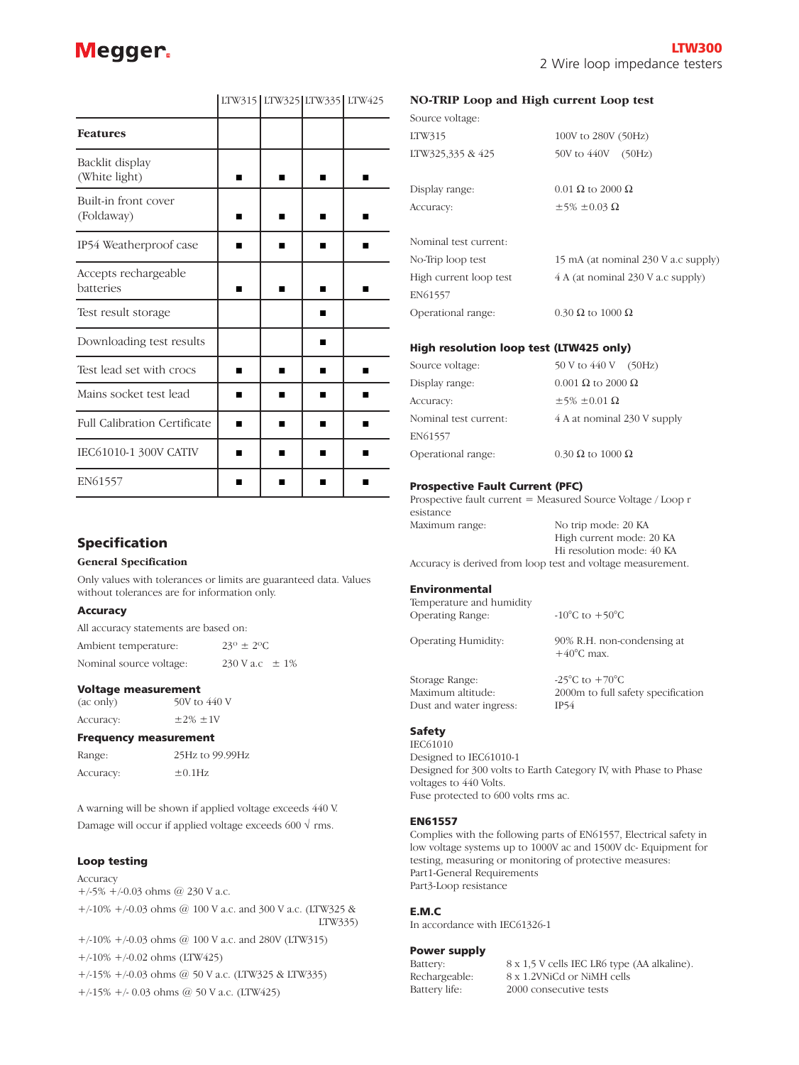| | LTW315 | LTW325 | LTW335 | LTW425 |
|---|---|---|---|---|
| **Features** | | | | |
| Backlit display (White light) | ■ | ■ | ■ | ■ |
| Built-in front cover (Foldaway) | ■ | ■ | ■ | ■ |
| IP54 Weatherproof case | ■ | ■ | ■ | ■ |
| Accepts rechargeable batteries | ■ | ■ | ■ | ■ |
| Test result storage | | | ■ | |
| Downloading test results | | | ■ | |
| Test lead set with crocs | ■ | ■ | ■ | ■ |
| Mains socket test lead | ■ | ■ | ■ | ■ |
| Full Calibration Certificate | ■ | ■ | ■ | ■ |
| IEC61010-1 300V CATIV | ■ | ■ | ■ | ■ |
| EN61557 | ■ | ■ | ■ | ■ |

## Specification

### General Specification

Only values with tolerances or limits are guaranteed data. Values without tolerances are for information only.

### Accuracy

All accuracy statements are based on:

Ambient temperature: 23° ± 2°C

Nominal source voltage: 230 V a.c ± 1%

### Voltage measurement

(ac only) 50V to 440 V

Accuracy: ±2% ±1V

### Frequency measurement

Range: 25Hz to 99.99Hz

Accuracy: ±0.1Hz

A warning will be shown if applied voltage exceeds 440 V.

Damage will occur if applied voltage exceeds 600 √ rms.

### Loop testing

Accuracy

+/-5% +/-0.03 ohms @ 230 V a.c.

+/-10% +/-0.03 ohms @ 100 V a.c. and 300 V a.c. (LTW325 & LTW335)

+/-10% +/-0.03 ohms @ 100 V a.c. and 280V (LTW315)

+/-10% +/-0.02 ohms (LTW425)

+/-15% +/-0.03 ohms @ 50 V a.c. (LTW325 & LTW335)

+/-15% +/- 0.03 ohms @ 50 V a.c. (LTW425)

### NO-TRIP Loop and High current Loop test

Source voltage:

LTW315 100V to 280V (50Hz)

LTW325,335 & 425 50V to 440V (50Hz)

Display range: 0.01 Ω to 2000 Ω

Accuracy: ±5% ±0.03 Ω

Nominal test current:

No-Trip loop test 15 mA (at nominal 230 V a.c supply)

High current loop test 4 A (at nominal 230 V a.c supply)

EN61557

Operational range: 0.30 Ω to 1000 Ω

### High resolution loop test (LTW425 only)

Source voltage: 50 V to 440 V (50Hz)

Display range: 0.001 Ω to 2000 Ω

Accuracy: ±5% ±0.01 Ω

Nominal test current: 4 A at nominal 230 V supply

EN61557

Operational range: 0.30 Ω to 1000 Ω

### Prospective Fault Current (PFC)

Prospective fault current = Measured Source Voltage / Loop resistance

Maximum range:
No trip mode: 20 KA
High current mode: 20 KA
Hi resolution mode: 40 KA

Accuracy is derived from loop test and voltage measurement.

### Environmental

Temperature and humidity

Operating Range: -10°C to +50°C

Operating Humidity: 90% R.H. non-condensing at +40°C max.

Storage Range: -25°C to +70°C

Maximum altitude: 2000m to full safety specification

Dust and water ingress: IP54

### Safety

IEC61010

Designed to IEC61010-1

Designed for 300 volts to Earth Category IV, with Phase to Phase voltages to 440 Volts.

Fuse protected to 600 volts rms ac.

### EN61557

Complies with the following parts of EN61557, Electrical safety in low voltage systems up to 1000V ac and 1500V dc- Equipment for testing, measuring or monitoring of protective measures:

Part1-General Requirements

Part3-Loop resistance

### E.M.C

In accordance with IEC61326-1

### Power supply

Battery: 8 x 1,5 V cells IEC LR6 type (AA alkaline).

Rechargeable: 8 x 1.2VNiCd or NiMH cells

Battery life: 2000 consecutive tests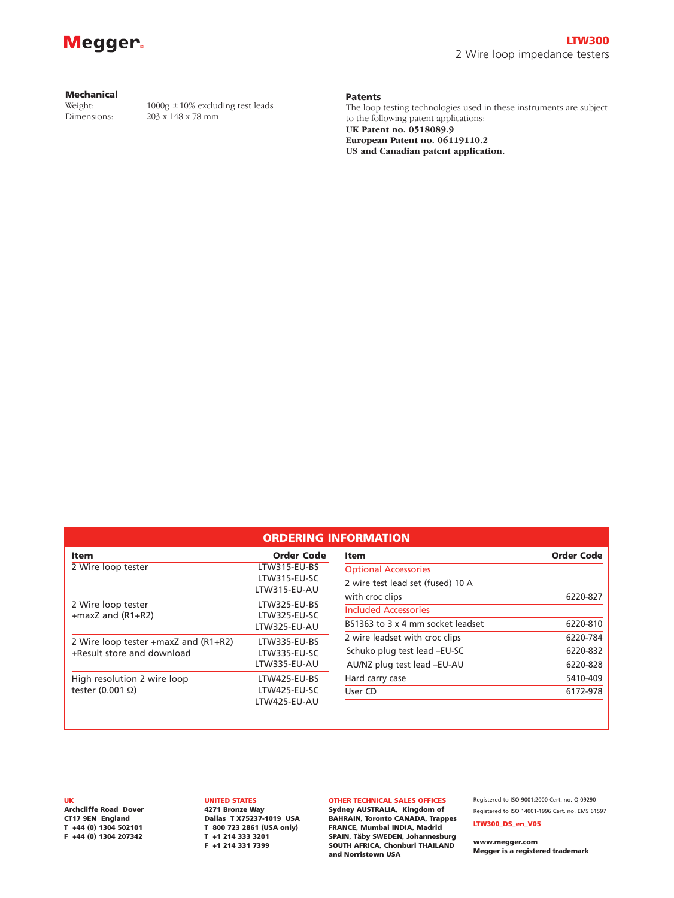### Mechanical

Weight: 1000g ±10% excluding test leads
Dimensions: 203 x 148 x 78 mm

### Patents

The loop testing technologies used in these instruments are subject to the following patent applications:
**UK Patent no. 0518089.9**
**European Patent no. 06119110.2**
**US and Canadian patent application.**

## ORDERING INFORMATION

| Item | Order Code |
|---|---|
| 2 Wire loop tester | LTW315-EU-BS<br>LTW315-EU-SC<br>LTW315-EU-AU |
| 2 Wire loop tester +maxZ and (R1+R2) | LTW325-EU-BS<br>LTW325-EU-SC<br>LTW325-EU-AU |
| 2 Wire loop tester +maxZ and (R1+R2) +Result store and download | LTW335-EU-BS<br>LTW335-EU-SC<br>LTW335-EU-AU |
| High resolution 2 wire loop tester (0.001 Ω) | LTW425-EU-BS<br>LTW425-EU-SC<br>LTW425-EU-AU |

| Item | Order Code |
|---|---|
| **Optional Accessories** | |
| 2 wire test lead set (fused) 10 A with croc clips | 6220-827 |
| **Included Accessories** | |
| BS1363 to 3 x 4 mm socket leadset | 6220-810 |
| 2 wire leadset with croc clips | 6220-784 |
| Schuko plug test lead –EU-SC | 6220-832 |
| AU/NZ plug test lead –EU-AU | 6220-828 |
| Hard carry case | 5410-409 |
| User CD | 6172-978 |

**UK**
**Archcliffe Road Dover**
**CT17 9EN England**
**T +44 (0) 1304 502101**
**F +44 (0) 1304 207342**

**UNITED STATES**
**4271 Bronze Way**
**Dallas T X75237-1019 USA**
**T 800 723 2861 (USA only)**
**T +1 214 333 3201**
**F +1 214 331 7399**

**OTHER TECHNICAL SALES OFFICES**
**Sydney AUSTRALIA, Kingdom of BAHRAIN, Toronto CANADA, Trappes FRANCE, Mumbai INDIA, Madrid SPAIN, Täby SWEDEN, Johannesburg SOUTH AFRICA, Chonburi THAILAND and Norristown USA**

Registered to ISO 9001:2000 Cert. no. Q 09290
Registered to ISO 14001-1996 Cert. no. EMS 61597

**LTW300_DS_en_V05**

**www.megger.com**
**Megger is a registered trademark**